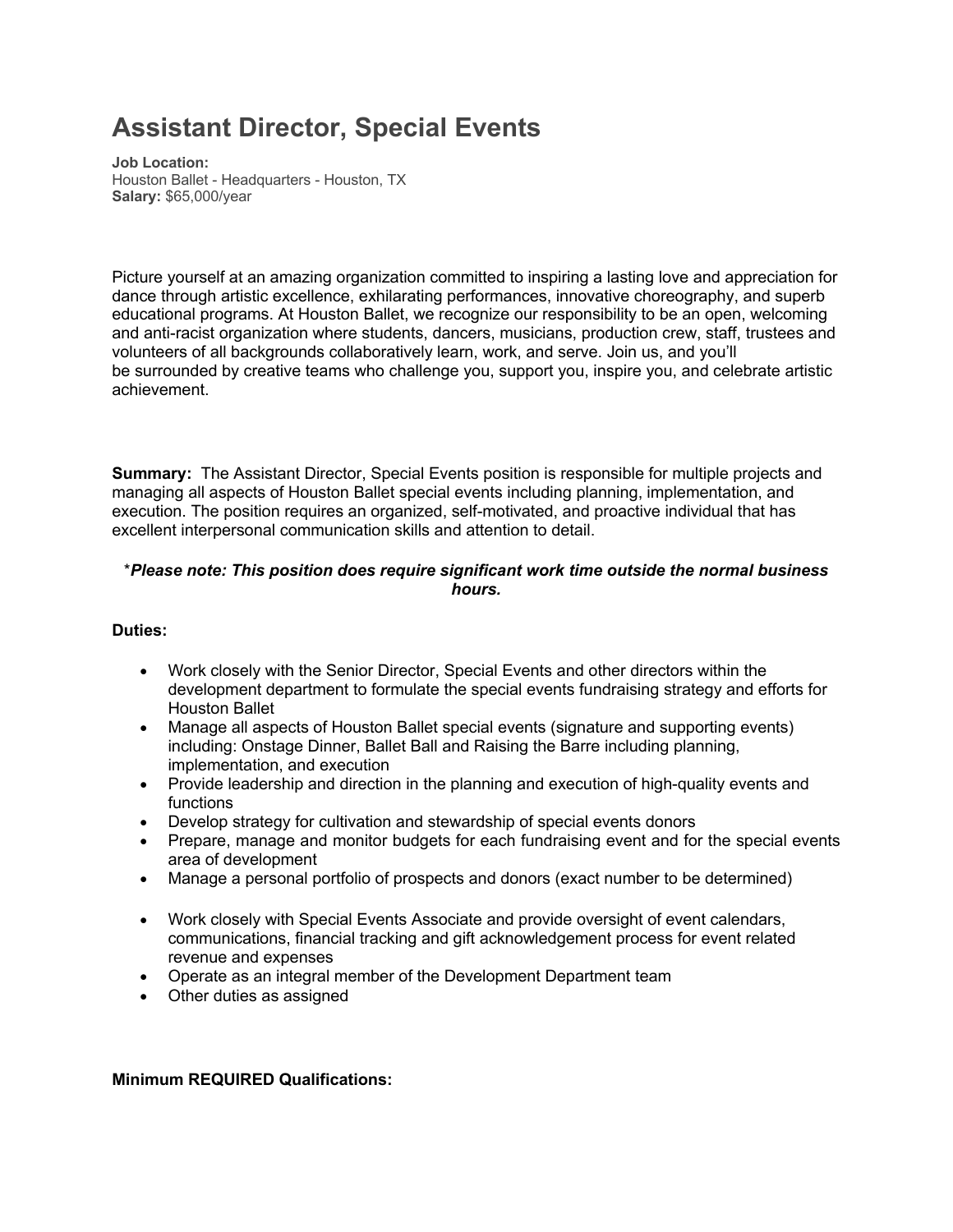# Assistant Director, Special Events

**Job Location:**
Houston Ballet - Headquarters - Houston, TX
**Salary:** $65,000/year

Picture yourself at an amazing organization committed to inspiring a lasting love and appreciation for dance through artistic excellence, exhilarating performances, innovative choreography, and superb educational programs. At Houston Ballet, we recognize our responsibility to be an open, welcoming and anti-racist organization where students, dancers, musicians, production crew, staff, trustees and volunteers of all backgrounds collaboratively learn, work, and serve. Join us, and you'll be surrounded by creative teams who challenge you, support you, inspire you, and celebrate artistic achievement.

**Summary:** The Assistant Director, Special Events position is responsible for multiple projects and managing all aspects of Houston Ballet special events including planning, implementation, and execution. The position requires an organized, self-motivated, and proactive individual that has excellent interpersonal communication skills and attention to detail.

*\*Please note: This position does require significant work time outside the normal business hours.*

**Duties:**

- Work closely with the Senior Director, Special Events and other directors within the development department to formulate the special events fundraising strategy and efforts for Houston Ballet
- Manage all aspects of Houston Ballet special events (signature and supporting events) including: Onstage Dinner, Ballet Ball and Raising the Barre including planning, implementation, and execution
- Provide leadership and direction in the planning and execution of high-quality events and functions
- Develop strategy for cultivation and stewardship of special events donors
- Prepare, manage and monitor budgets for each fundraising event and for the special events area of development
- Manage a personal portfolio of prospects and donors (exact number to be determined)
- Work closely with Special Events Associate and provide oversight of event calendars, communications, financial tracking and gift acknowledgement process for event related revenue and expenses
- Operate as an integral member of the Development Department team
- Other duties as assigned

**Minimum REQUIRED Qualifications:**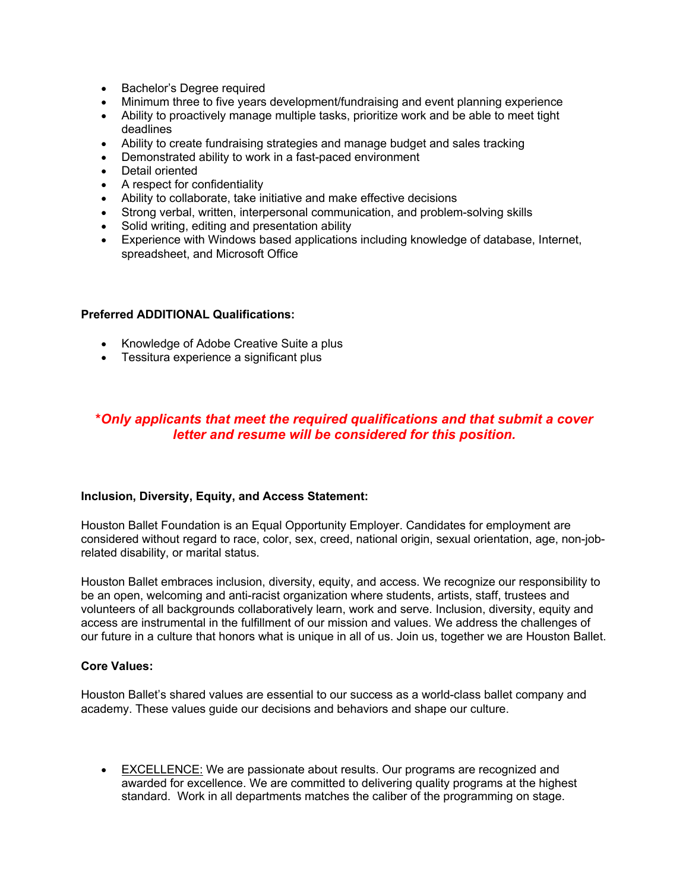- Bachelor's Degree required
- Minimum three to five years development/fundraising and event planning experience
- Ability to proactively manage multiple tasks, prioritize work and be able to meet tight deadlines
- Ability to create fundraising strategies and manage budget and sales tracking
- Demonstrated ability to work in a fast-paced environment
- Detail oriented
- A respect for confidentiality
- Ability to collaborate, take initiative and make effective decisions
- Strong verbal, written, interpersonal communication, and problem-solving skills
- Solid writing, editing and presentation ability
- Experience with Windows based applications including knowledge of database, Internet, spreadsheet, and Microsoft Office

**Preferred ADDITIONAL Qualifications:**

- Knowledge of Adobe Creative Suite a plus
- Tessitura experience a significant plus

***Only applicants that meet the required qualifications and that submit a cover letter and resume will be considered for this position.***

**Inclusion, Diversity, Equity, and Access Statement:**

Houston Ballet Foundation is an Equal Opportunity Employer. Candidates for employment are considered without regard to race, color, sex, creed, national origin, sexual orientation, age, non-job-related disability, or marital status.

Houston Ballet embraces inclusion, diversity, equity, and access. We recognize our responsibility to be an open, welcoming and anti-racist organization where students, artists, staff, trustees and volunteers of all backgrounds collaboratively learn, work and serve. Inclusion, diversity, equity and access are instrumental in the fulfillment of our mission and values. We address the challenges of our future in a culture that honors what is unique in all of us. Join us, together we are Houston Ballet.

**Core Values:**

Houston Ballet's shared values are essential to our success as a world-class ballet company and academy. These values guide our decisions and behaviors and shape our culture.

- <u>EXCELLENCE:</u> We are passionate about results. Our programs are recognized and awarded for excellence. We are committed to delivering quality programs at the highest standard. Work in all departments matches the caliber of the programming on stage.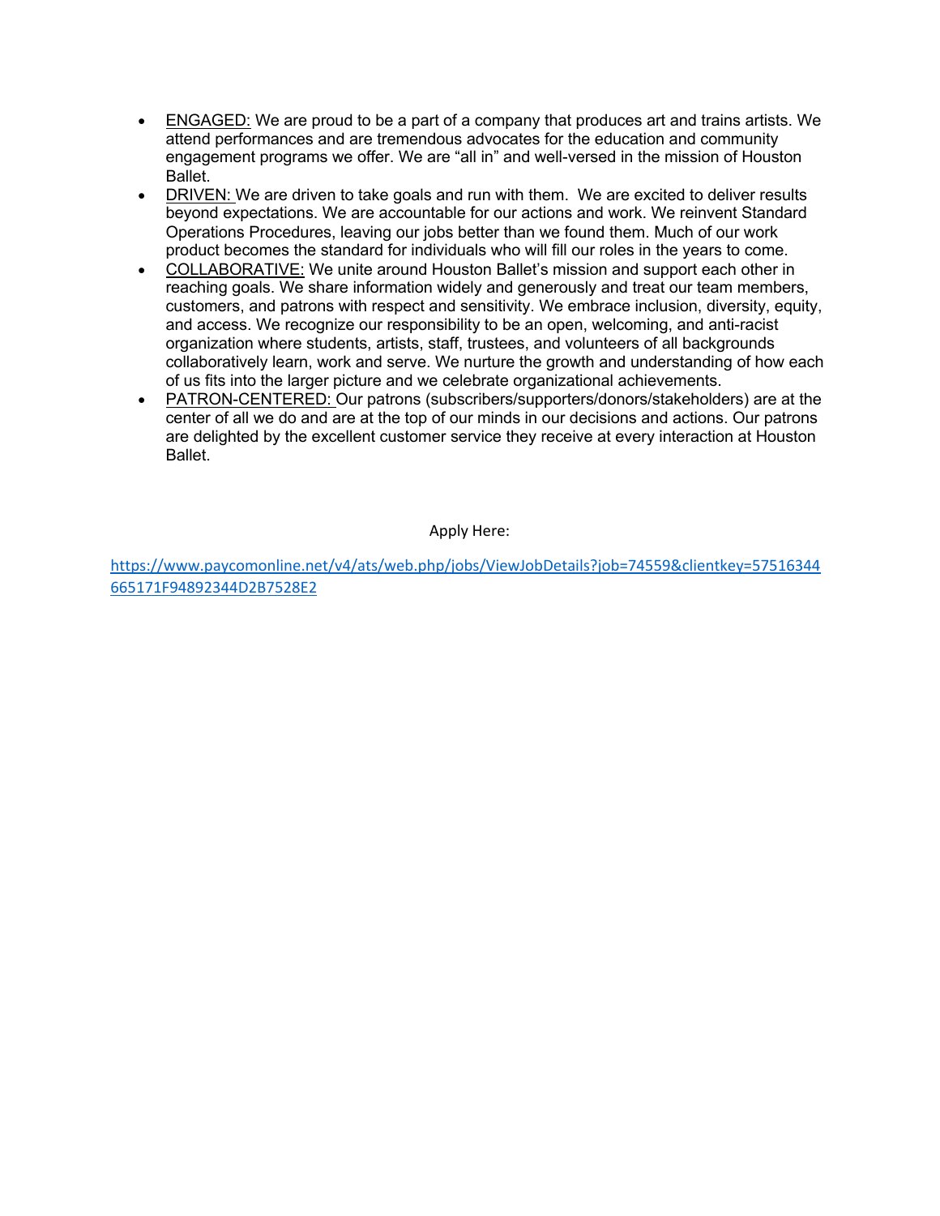- <u>ENGAGED:</u> We are proud to be a part of a company that produces art and trains artists. We attend performances and are tremendous advocates for the education and community engagement programs we offer. We are "all in" and well-versed in the mission of Houston Ballet.
- <u>DRIVEN:</u> We are driven to take goals and run with them. We are excited to deliver results beyond expectations. We are accountable for our actions and work. We reinvent Standard Operations Procedures, leaving our jobs better than we found them. Much of our work product becomes the standard for individuals who will fill our roles in the years to come.
- <u>COLLABORATIVE:</u> We unite around Houston Ballet's mission and support each other in reaching goals. We share information widely and generously and treat our team members, customers, and patrons with respect and sensitivity. We embrace inclusion, diversity, equity, and access. We recognize our responsibility to be an open, welcoming, and anti-racist organization where students, artists, staff, trustees, and volunteers of all backgrounds collaboratively learn, work and serve. We nurture the growth and understanding of how each of us fits into the larger picture and we celebrate organizational achievements.
- <u>PATRON-CENTERED:</u> Our patrons (subscribers/supporters/donors/stakeholders) are at the center of all we do and are at the top of our minds in our decisions and actions. Our patrons are delighted by the excellent customer service they receive at every interaction at Houston Ballet.

Apply Here:

https://www.paycomonline.net/v4/ats/web.php/jobs/ViewJobDetails?job=74559&clientkey=57516344665171F94892344D2B7528E2